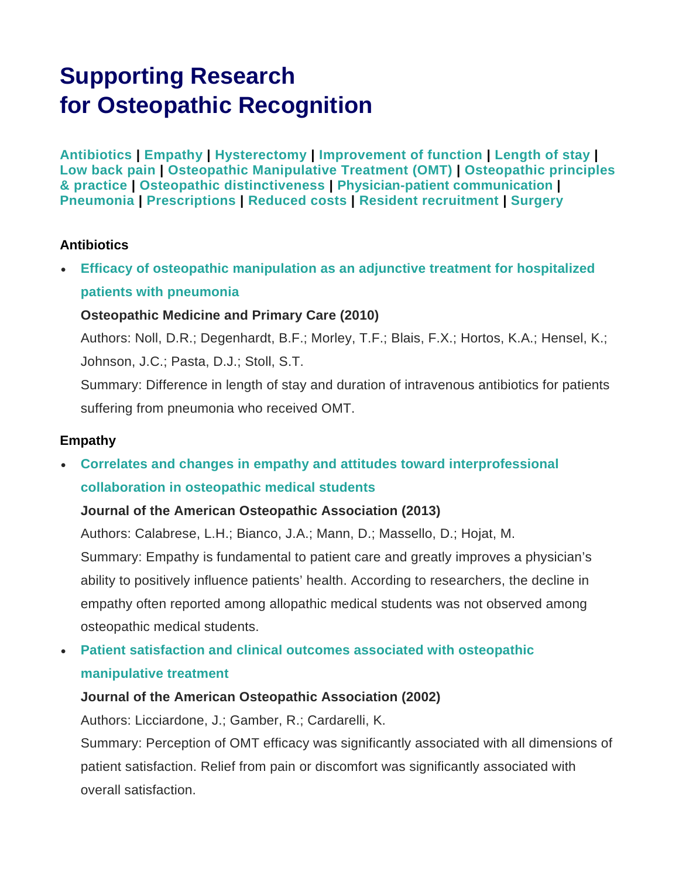# Supporting Research for Osteopathic Recognition

**Antibiotics | Empathy | Hysterectomy | Improvement of function | Length of stay | Low back pain | Osteopathic Manipulative Treatment (OMT) | Osteopathic principles & practice | Osteopathic distinctiveness | Physician-patient communication | Pneumonia | Prescriptions | Reduced costs | Resident recruitment | Surgery**

### Antibiotics

- **Efficacy of osteopathic manipulation as an adjunctive treatment for hospitalized patients with pneumonia**

  **Osteopathic Medicine and Primary Care (2010)**

  Authors: Noll, D.R.; Degenhardt, B.F.; Morley, T.F.; Blais, F.X.; Hortos, K.A.; Hensel, K.; Johnson, J.C.; Pasta, D.J.; Stoll, S.T.

  Summary: Difference in length of stay and duration of intravenous antibiotics for patients suffering from pneumonia who received OMT.

### Empathy

- **Correlates and changes in empathy and attitudes toward interprofessional collaboration in osteopathic medical students**

  **Journal of the American Osteopathic Association (2013)**

  Authors: Calabrese, L.H.; Bianco, J.A.; Mann, D.; Massello, D.; Hojat, M.

  Summary: Empathy is fundamental to patient care and greatly improves a physician's ability to positively influence patients' health. According to researchers, the decline in empathy often reported among allopathic medical students was not observed among osteopathic medical students.

- **Patient satisfaction and clinical outcomes associated with osteopathic manipulative treatment**

  **Journal of the American Osteopathic Association (2002)**

  Authors: Licciardone, J.; Gamber, R.; Cardarelli, K.

  Summary: Perception of OMT efficacy was significantly associated with all dimensions of patient satisfaction. Relief from pain or discomfort was significantly associated with overall satisfaction.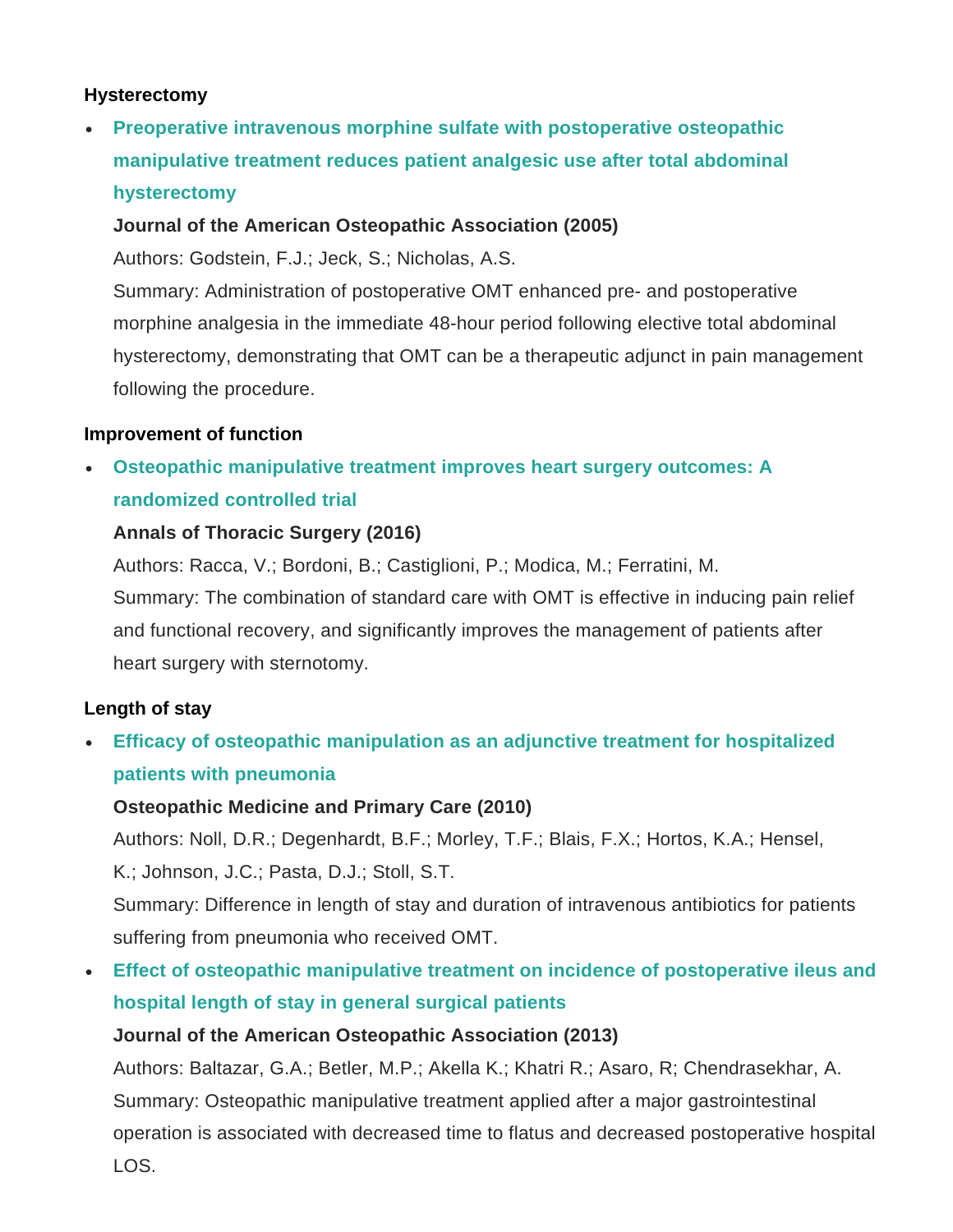**Hysterectomy**

- **Preoperative intravenous morphine sulfate with postoperative osteopathic manipulative treatment reduces patient analgesic use after total abdominal hysterectomy**

  **Journal of the American Osteopathic Association (2005)**

  Authors: Godstein, F.J.; Jeck, S.; Nicholas, A.S.

  Summary: Administration of postoperative OMT enhanced pre- and postoperative morphine analgesia in the immediate 48-hour period following elective total abdominal hysterectomy, demonstrating that OMT can be a therapeutic adjunct in pain management following the procedure.

**Improvement of function**

- **Osteopathic manipulative treatment improves heart surgery outcomes: A randomized controlled trial**

  **Annals of Thoracic Surgery (2016)**

  Authors: Racca, V.; Bordoni, B.; Castiglioni, P.; Modica, M.; Ferratini, M.

  Summary: The combination of standard care with OMT is effective in inducing pain relief and functional recovery, and significantly improves the management of patients after heart surgery with sternotomy.

**Length of stay**

- **Efficacy of osteopathic manipulation as an adjunctive treatment for hospitalized patients with pneumonia**

  **Osteopathic Medicine and Primary Care (2010)**

  Authors: Noll, D.R.; Degenhardt, B.F.; Morley, T.F.; Blais, F.X.; Hortos, K.A.; Hensel, K.; Johnson, J.C.; Pasta, D.J.; Stoll, S.T.

  Summary: Difference in length of stay and duration of intravenous antibiotics for patients suffering from pneumonia who received OMT.

- **Effect of osteopathic manipulative treatment on incidence of postoperative ileus and hospital length of stay in general surgical patients**

  **Journal of the American Osteopathic Association (2013)**

  Authors: Baltazar, G.A.; Betler, M.P.; Akella K.; Khatri R.; Asaro, R; Chendrasekhar, A.

  Summary: Osteopathic manipulative treatment applied after a major gastrointestinal operation is associated with decreased time to flatus and decreased postoperative hospital LOS.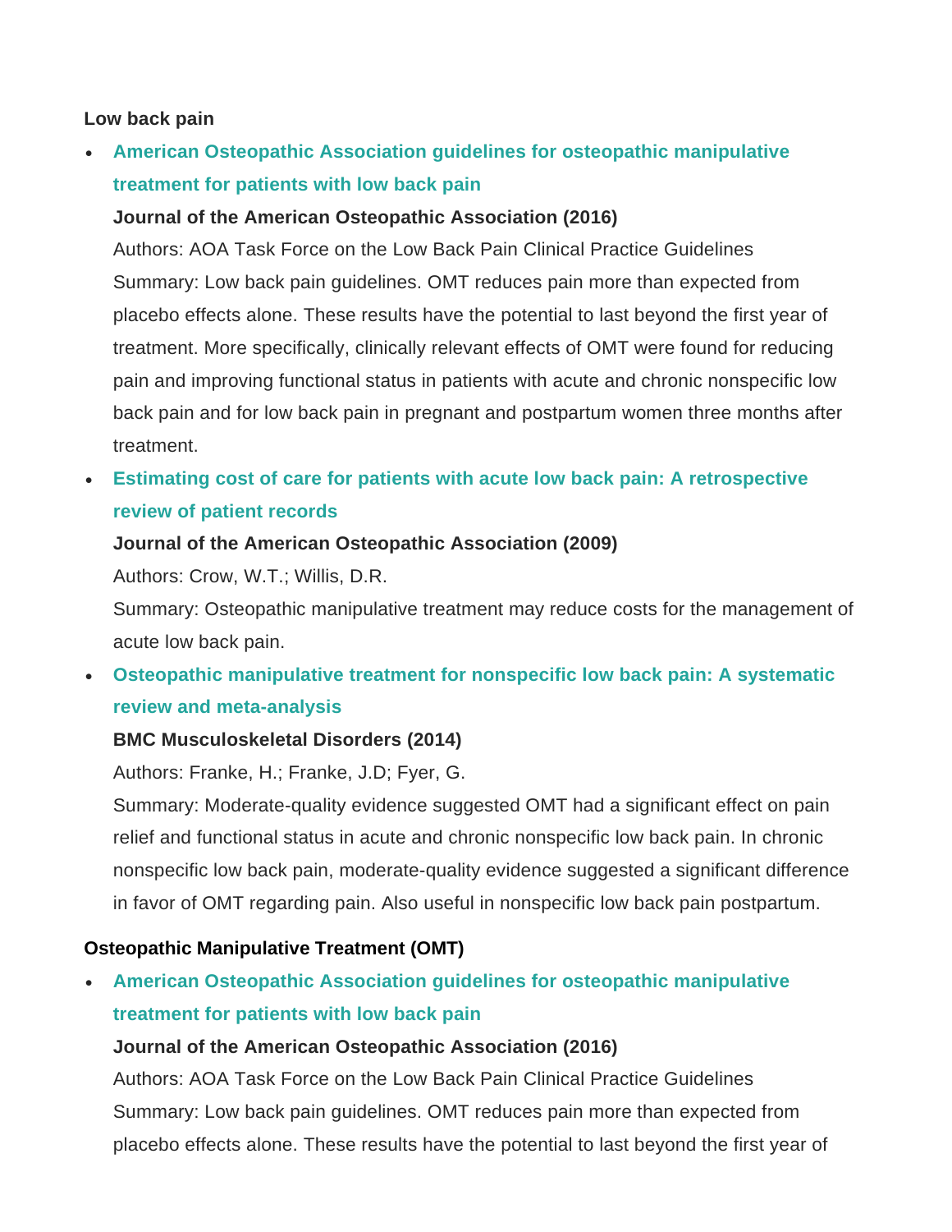**Low back pain**

- **American Osteopathic Association guidelines for osteopathic manipulative treatment for patients with low back pain**

  **Journal of the American Osteopathic Association (2016)**

  Authors: AOA Task Force on the Low Back Pain Clinical Practice Guidelines

  Summary: Low back pain guidelines. OMT reduces pain more than expected from placebo effects alone. These results have the potential to last beyond the first year of treatment. More specifically, clinically relevant effects of OMT were found for reducing pain and improving functional status in patients with acute and chronic nonspecific low back pain and for low back pain in pregnant and postpartum women three months after treatment.

- **Estimating cost of care for patients with acute low back pain: A retrospective review of patient records**

  **Journal of the American Osteopathic Association (2009)**

  Authors: Crow, W.T.; Willis, D.R.

  Summary: Osteopathic manipulative treatment may reduce costs for the management of acute low back pain.

- **Osteopathic manipulative treatment for nonspecific low back pain: A systematic review and meta-analysis**

  **BMC Musculoskeletal Disorders (2014)**

  Authors: Franke, H.; Franke, J.D; Fyer, G.

  Summary: Moderate-quality evidence suggested OMT had a significant effect on pain relief and functional status in acute and chronic nonspecific low back pain. In chronic nonspecific low back pain, moderate-quality evidence suggested a significant difference in favor of OMT regarding pain. Also useful in nonspecific low back pain postpartum.

**Osteopathic Manipulative Treatment (OMT)**

- **American Osteopathic Association guidelines for osteopathic manipulative treatment for patients with low back pain**

  **Journal of the American Osteopathic Association (2016)**

  Authors: AOA Task Force on the Low Back Pain Clinical Practice Guidelines

  Summary: Low back pain guidelines. OMT reduces pain more than expected from placebo effects alone. These results have the potential to last beyond the first year of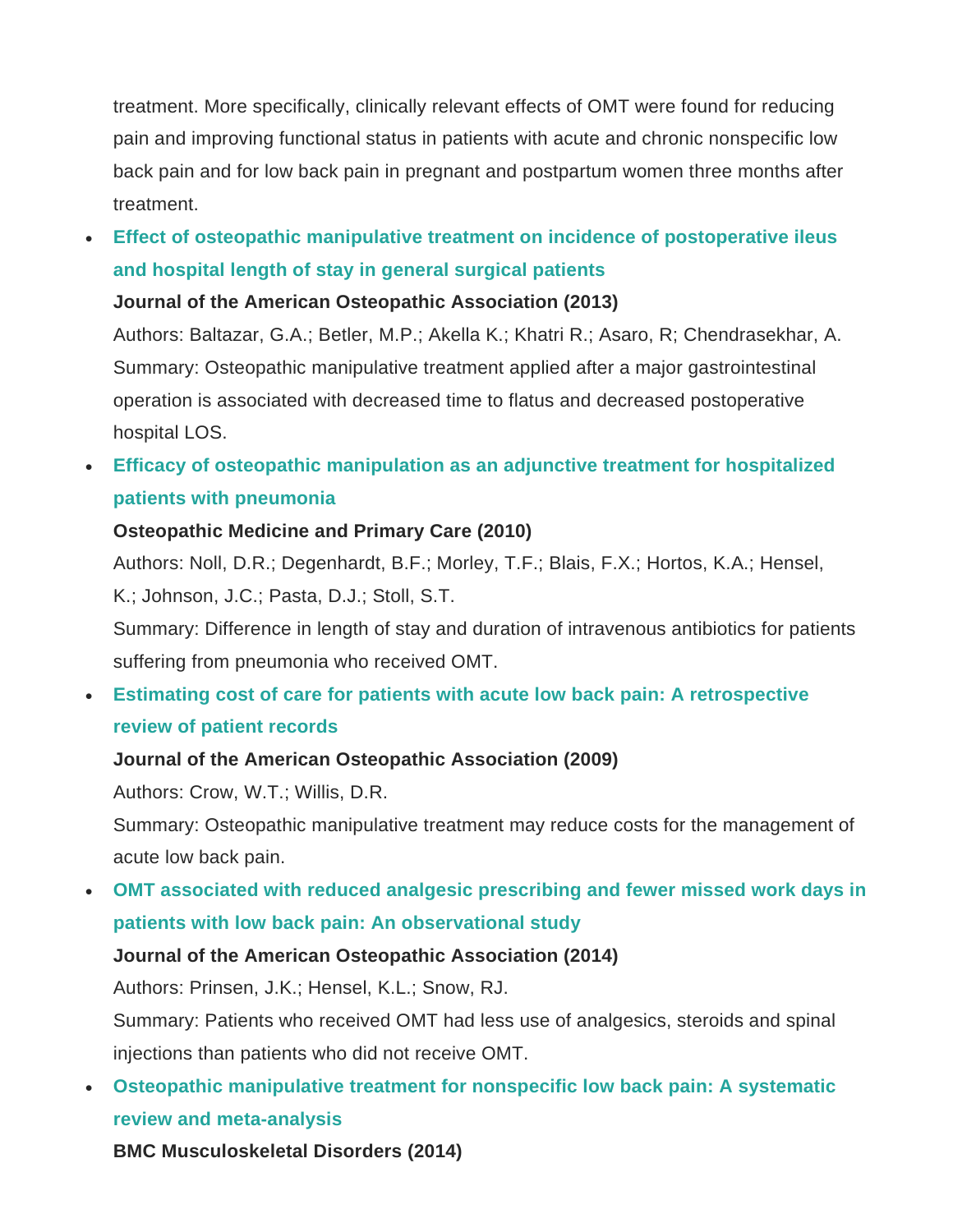treatment. More specifically, clinically relevant effects of OMT were found for reducing pain and improving functional status in patients with acute and chronic nonspecific low back pain and for low back pain in pregnant and postpartum women three months after treatment.

- **Effect of osteopathic manipulative treatment on incidence of postoperative ileus and hospital length of stay in general surgical patients**
  **Journal of the American Osteopathic Association (2013)**
  Authors: Baltazar, G.A.; Betler, M.P.; Akella K.; Khatri R.; Asaro, R; Chendrasekhar, A.
  Summary: Osteopathic manipulative treatment applied after a major gastrointestinal operation is associated with decreased time to flatus and decreased postoperative hospital LOS.
- **Efficacy of osteopathic manipulation as an adjunctive treatment for hospitalized patients with pneumonia**
  **Osteopathic Medicine and Primary Care (2010)**
  Authors: Noll, D.R.; Degenhardt, B.F.; Morley, T.F.; Blais, F.X.; Hortos, K.A.; Hensel, K.; Johnson, J.C.; Pasta, D.J.; Stoll, S.T.
  Summary: Difference in length of stay and duration of intravenous antibiotics for patients suffering from pneumonia who received OMT.
- **Estimating cost of care for patients with acute low back pain: A retrospective review of patient records**
  **Journal of the American Osteopathic Association (2009)**
  Authors: Crow, W.T.; Willis, D.R.
  Summary: Osteopathic manipulative treatment may reduce costs for the management of acute low back pain.
- **OMT associated with reduced analgesic prescribing and fewer missed work days in patients with low back pain: An observational study**
  **Journal of the American Osteopathic Association (2014)**
  Authors: Prinsen, J.K.; Hensel, K.L.; Snow, RJ.
  Summary: Patients who received OMT had less use of analgesics, steroids and spinal injections than patients who did not receive OMT.
- **Osteopathic manipulative treatment for nonspecific low back pain: A systematic review and meta-analysis**
  **BMC Musculoskeletal Disorders (2014)**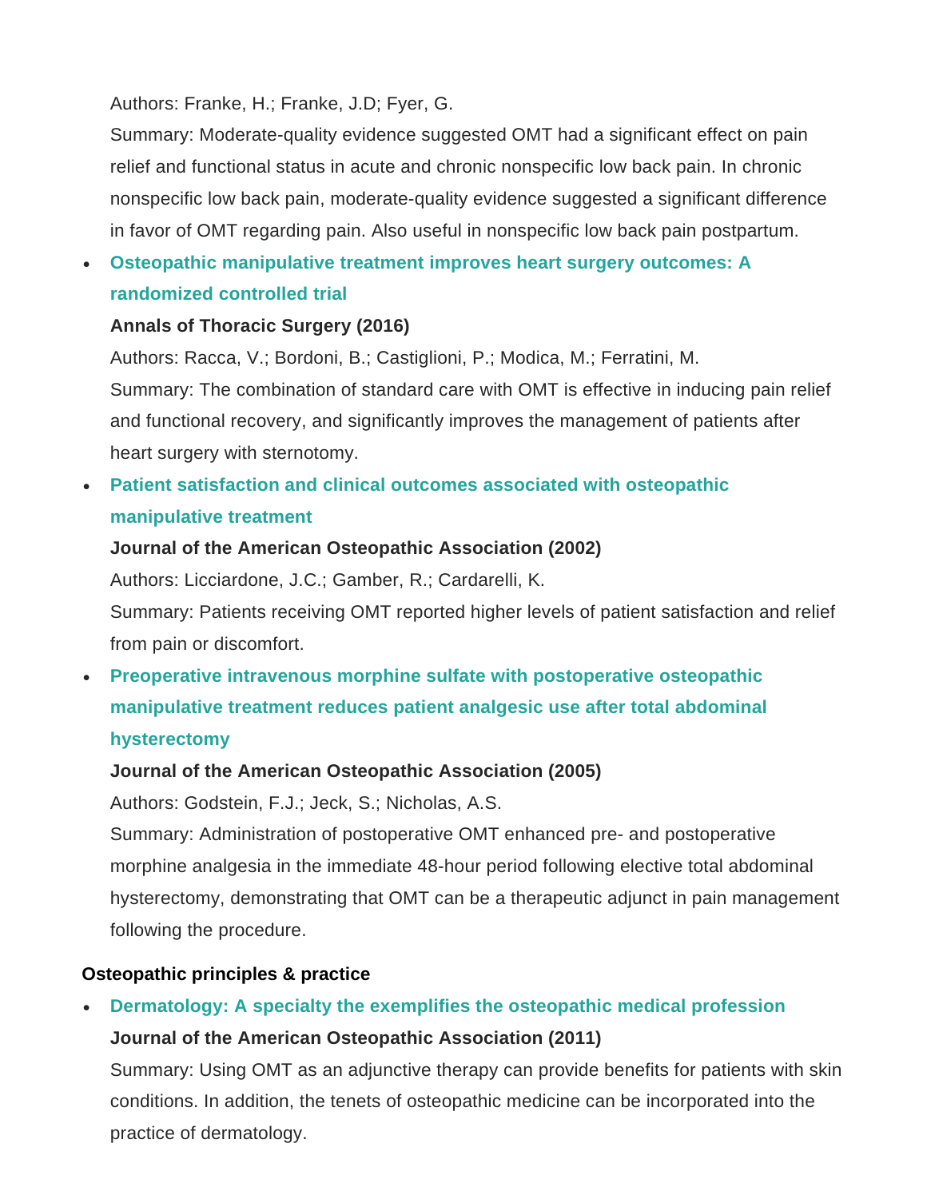Authors: Franke, H.; Franke, J.D; Fyer, G.

Summary: Moderate-quality evidence suggested OMT had a significant effect on pain relief and functional status in acute and chronic nonspecific low back pain. In chronic nonspecific low back pain, moderate-quality evidence suggested a significant difference in favor of OMT regarding pain. Also useful in nonspecific low back pain postpartum.

- **Osteopathic manipulative treatment improves heart surgery outcomes: A randomized controlled trial**

  **Annals of Thoracic Surgery (2016)**

  Authors: Racca, V.; Bordoni, B.; Castiglioni, P.; Modica, M.; Ferratini, M.

  Summary: The combination of standard care with OMT is effective in inducing pain relief and functional recovery, and significantly improves the management of patients after heart surgery with sternotomy.

- **Patient satisfaction and clinical outcomes associated with osteopathic manipulative treatment**

  **Journal of the American Osteopathic Association (2002)**

  Authors: Licciardone, J.C.; Gamber, R.; Cardarelli, K.

  Summary: Patients receiving OMT reported higher levels of patient satisfaction and relief from pain or discomfort.

- **Preoperative intravenous morphine sulfate with postoperative osteopathic manipulative treatment reduces patient analgesic use after total abdominal hysterectomy**

  **Journal of the American Osteopathic Association (2005)**

  Authors: Godstein, F.J.; Jeck, S.; Nicholas, A.S.

  Summary: Administration of postoperative OMT enhanced pre- and postoperative morphine analgesia in the immediate 48-hour period following elective total abdominal hysterectomy, demonstrating that OMT can be a therapeutic adjunct in pain management following the procedure.

**Osteopathic principles & practice**

- **Dermatology: A specialty the exemplifies the osteopathic medical profession**

  **Journal of the American Osteopathic Association (2011)**

  Summary: Using OMT as an adjunctive therapy can provide benefits for patients with skin conditions. In addition, the tenets of osteopathic medicine can be incorporated into the practice of dermatology.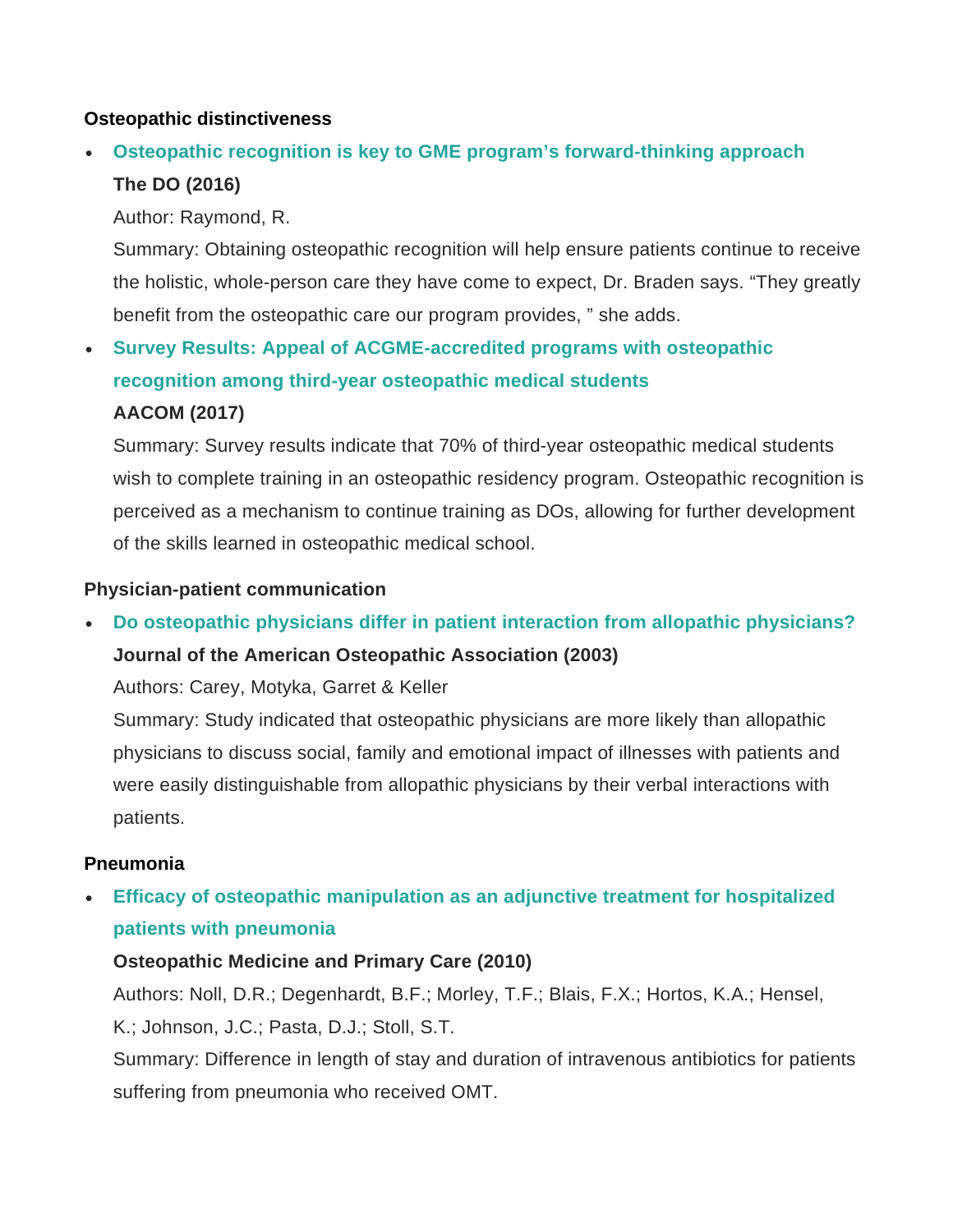**Osteopathic distinctiveness**

- **Osteopathic recognition is key to GME program's forward-thinking approach**
  **The DO (2016)**
  Author: Raymond, R.
  Summary: Obtaining osteopathic recognition will help ensure patients continue to receive the holistic, whole-person care they have come to expect, Dr. Braden says. "They greatly benefit from the osteopathic care our program provides, " she adds.
- **Survey Results: Appeal of ACGME-accredited programs with osteopathic recognition among third-year osteopathic medical students**
  **AACOM (2017)**
  Summary: Survey results indicate that 70% of third-year osteopathic medical students wish to complete training in an osteopathic residency program. Osteopathic recognition is perceived as a mechanism to continue training as DOs, allowing for further development of the skills learned in osteopathic medical school.

**Physician-patient communication**

- **Do osteopathic physicians differ in patient interaction from allopathic physicians?**
  **Journal of the American Osteopathic Association (2003)**
  Authors: Carey, Motyka, Garret & Keller
  Summary: Study indicated that osteopathic physicians are more likely than allopathic physicians to discuss social, family and emotional impact of illnesses with patients and were easily distinguishable from allopathic physicians by their verbal interactions with patients.

**Pneumonia**

- **Efficacy of osteopathic manipulation as an adjunctive treatment for hospitalized patients with pneumonia**
  **Osteopathic Medicine and Primary Care (2010)**
  Authors: Noll, D.R.; Degenhardt, B.F.; Morley, T.F.; Blais, F.X.; Hortos, K.A.; Hensel, K.; Johnson, J.C.; Pasta, D.J.; Stoll, S.T.
  Summary: Difference in length of stay and duration of intravenous antibiotics for patients suffering from pneumonia who received OMT.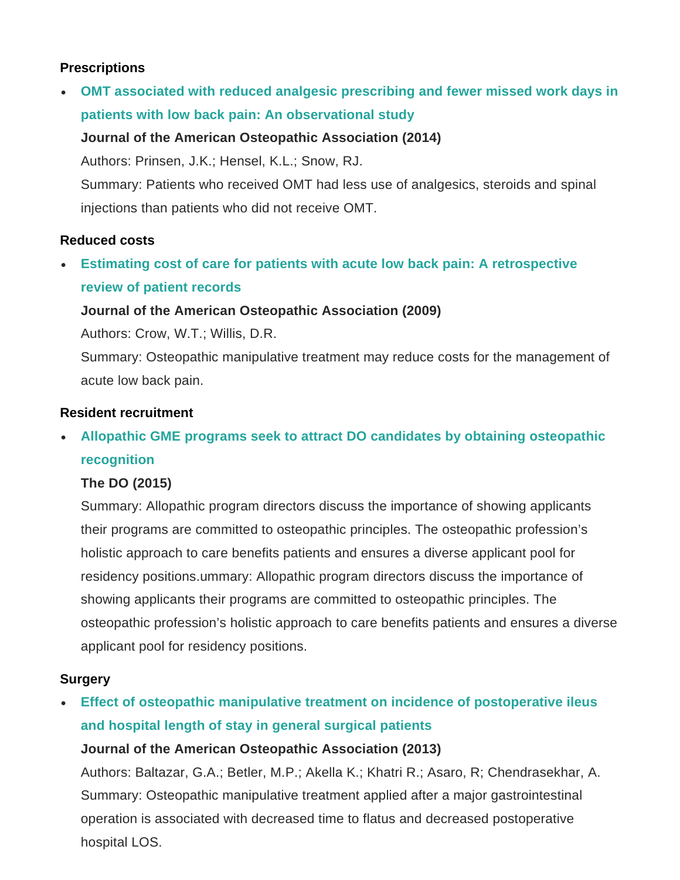**Prescriptions**

- **OMT associated with reduced analgesic prescribing and fewer missed work days in patients with low back pain: An observational study**

  **Journal of the American Osteopathic Association (2014)**

  Authors: Prinsen, J.K.; Hensel, K.L.; Snow, RJ.

  Summary: Patients who received OMT had less use of analgesics, steroids and spinal injections than patients who did not receive OMT.

**Reduced costs**

- **Estimating cost of care for patients with acute low back pain: A retrospective review of patient records**

  **Journal of the American Osteopathic Association (2009)**

  Authors: Crow, W.T.; Willis, D.R.

  Summary: Osteopathic manipulative treatment may reduce costs for the management of acute low back pain.

**Resident recruitment**

- **Allopathic GME programs seek to attract DO candidates by obtaining osteopathic recognition**

  **The DO (2015)**

  Summary: Allopathic program directors discuss the importance of showing applicants their programs are committed to osteopathic principles. The osteopathic profession's holistic approach to care benefits patients and ensures a diverse applicant pool for residency positions.ummary: Allopathic program directors discuss the importance of showing applicants their programs are committed to osteopathic principles. The osteopathic profession's holistic approach to care benefits patients and ensures a diverse applicant pool for residency positions.

**Surgery**

- **Effect of osteopathic manipulative treatment on incidence of postoperative ileus and hospital length of stay in general surgical patients**

  **Journal of the American Osteopathic Association (2013)**

  Authors: Baltazar, G.A.; Betler, M.P.; Akella K.; Khatri R.; Asaro, R; Chendrasekhar, A.

  Summary: Osteopathic manipulative treatment applied after a major gastrointestinal operation is associated with decreased time to flatus and decreased postoperative hospital LOS.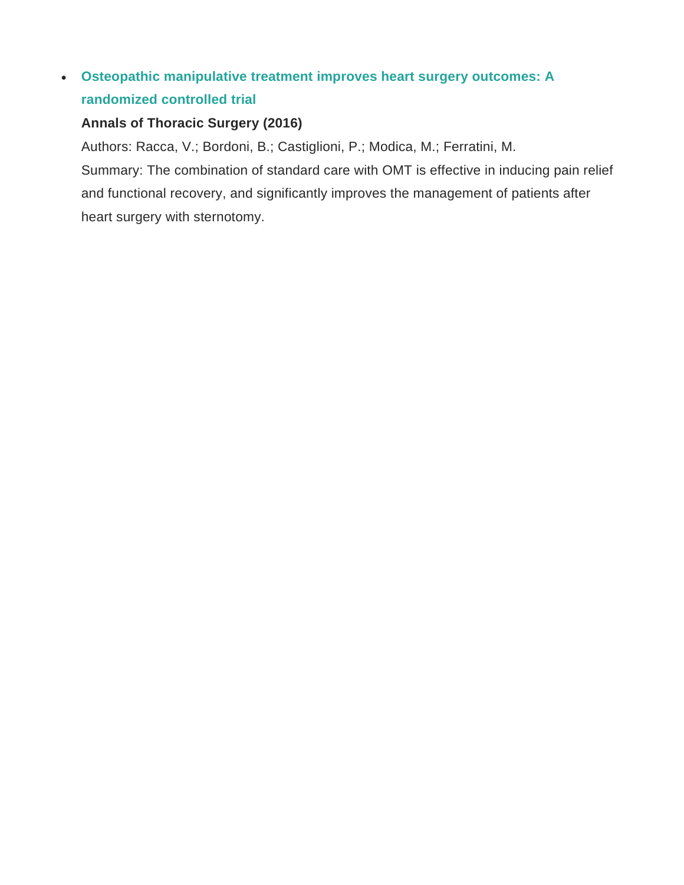- **Osteopathic manipulative treatment improves heart surgery outcomes: A randomized controlled trial**

  **Annals of Thoracic Surgery (2016)**

  Authors: Racca, V.; Bordoni, B.; Castiglioni, P.; Modica, M.; Ferratini, M.

  Summary: The combination of standard care with OMT is effective in inducing pain relief and functional recovery, and significantly improves the management of patients after heart surgery with sternotomy.